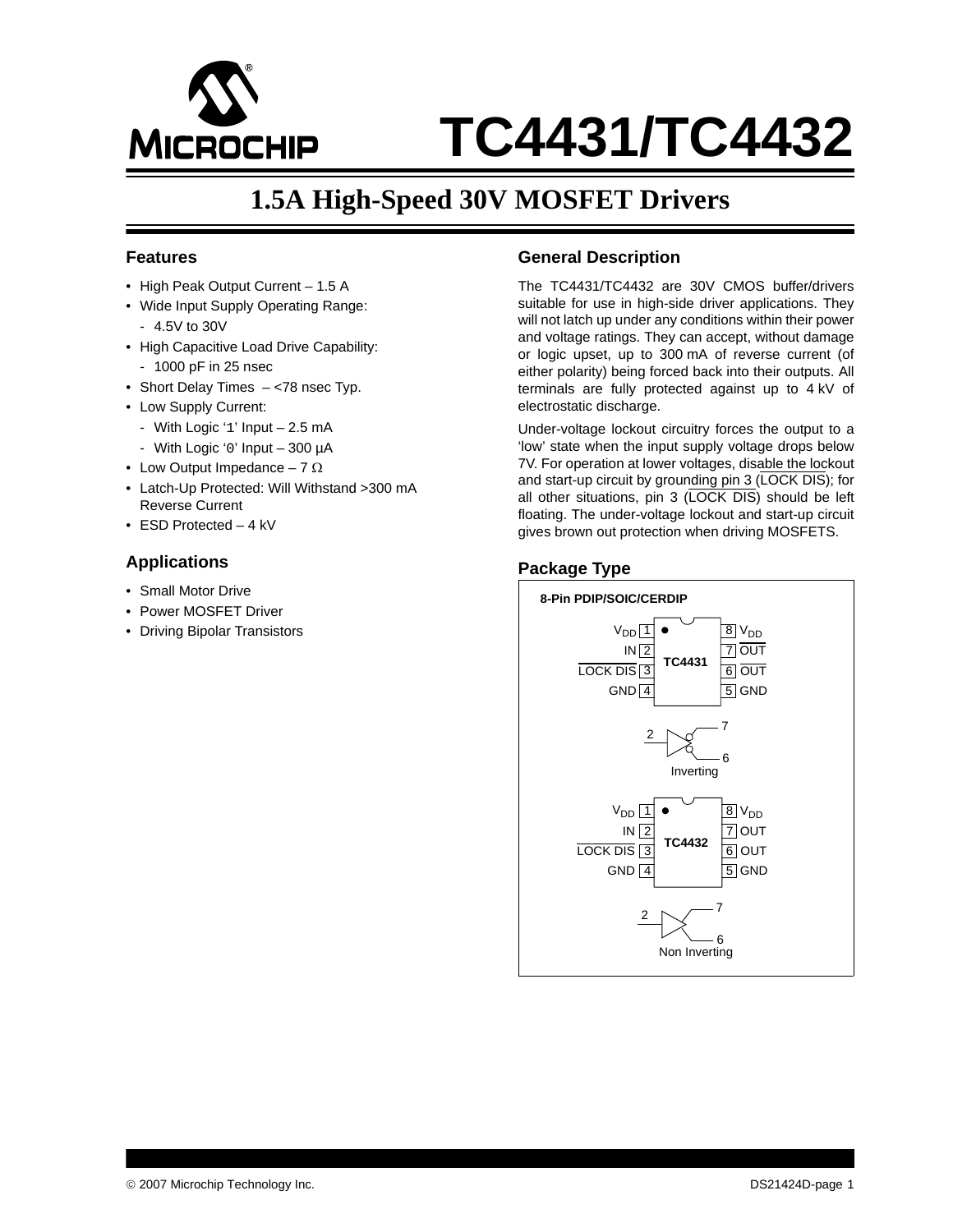# TC4431/TC4432

## 1.5A High-Speed 30V MOSFET Drivers

### Features

- High Peak Output Current – 1.5 A
- Wide Input Supply Operating Range:
  - 4.5V to 30V
- High Capacitive Load Drive Capability:
  - 1000 pF in 25 nsec
- Short Delay Times – <78 nsec Typ.
- Low Supply Current:
  - With Logic '1' Input – 2.5 mA
  - With Logic '0' Input – 300 µA
- Low Output Impedance – 7 Ω
- Latch-Up Protected: Will Withstand >300 mA Reverse Current
- ESD Protected – 4 kV

### Applications

- Small Motor Drive
- Power MOSFET Driver
- Driving Bipolar Transistors

### General Description

The TC4431/TC4432 are 30V CMOS buffer/drivers suitable for use in high-side driver applications. They will not latch up under any conditions within their power and voltage ratings. They can accept, without damage or logic upset, up to 300 mA of reverse current (of either polarity) being forced back into their outputs. All terminals are fully protected against up to 4 kV of electrostatic discharge.

Under-voltage lockout circuitry forces the output to a 'low' state when the input supply voltage drops below 7V. For operation at lower voltages, disable the lockout and start-up circuit by grounding pin 3 ($\overline{\text{LOCK DIS}}$); for all other situations, pin 3 ($\overline{\text{LOCK DIS}}$) should be left floating. The under-voltage lockout and start-up circuit gives brown out protection when driving MOSFETS.

### Package Type

**8-Pin PDIP/SOIC/CERDIP**

**TC4431**

| Pin | Name | Pin | Name |
|---|---|---|---|
| 1 | $V_{DD}$ | 8 | $V_{DD}$ |
| 2 | IN | 7 | $\overline{\text{OUT}}$ |
| 3 | $\overline{\text{LOCK DIS}}$ | 6 | $\overline{\text{OUT}}$ |
| 4 | GND | 5 | GND |

Inverting (input 2 → outputs 7, 6)

**TC4432**

| Pin | Name | Pin | Name |
|---|---|---|---|
| 1 | $V_{DD}$ | 8 | $V_{DD}$ |
| 2 | IN | 7 | OUT |
| 3 | $\overline{\text{LOCK DIS}}$ | 6 | OUT |
| 4 | GND | 5 | GND |

Non Inverting (input 2 → outputs 7, 6)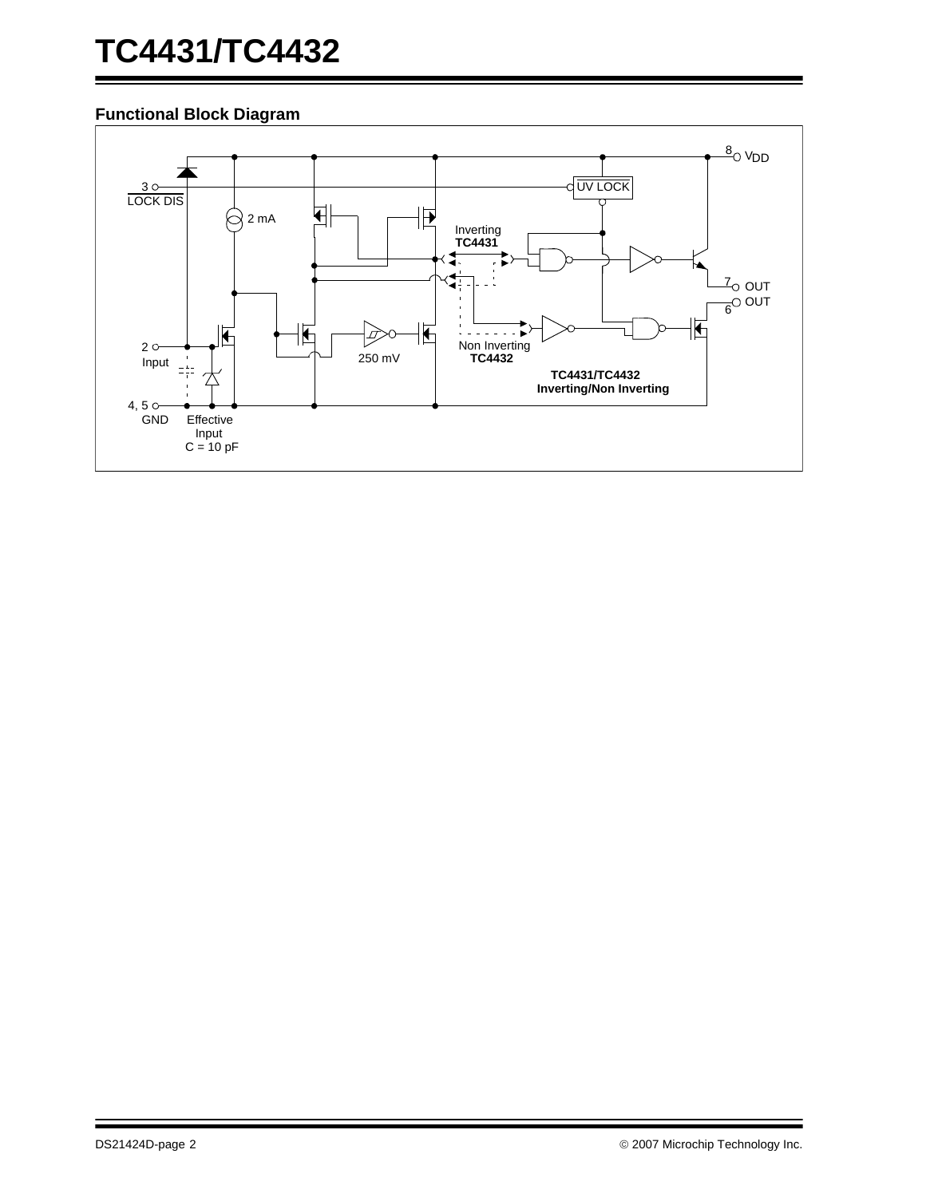## Functional Block Diagram

8 $V_{DD}$

3 $\overline{\text{LOCK DIS}}$

UV LOCK

2 mA

Inverting
**TC4431**

7 OUT

6 OUT

2
Input

250 mV

Non Inverting
**TC4432**

**TC4431/TC4432**
**Inverting/Non Inverting**

4, 5
GND

Effective
Input
C = 10 pF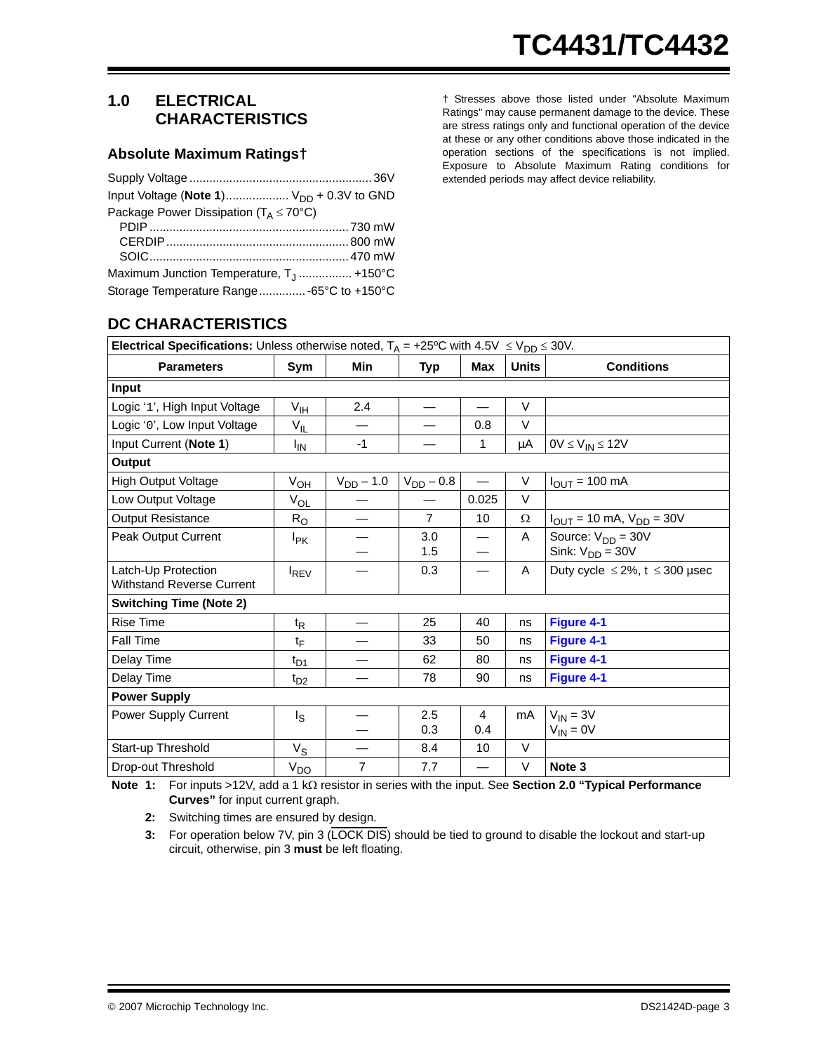## 1.0 ELECTRICAL CHARACTERISTICS

### Absolute Maximum Ratings†

Supply Voltage ....................................................... 36V
Input Voltage (**Note 1**) .................. $V_{DD}$ + 0.3V to GND
Package Power Dissipation ($T_A \leq 70°C$)
  PDIP ........................................................... 730 mW
  CERDIP ....................................................... 800 mW
  SOIC ............................................................ 470 mW
Maximum Junction Temperature, $T_J$ ................ +150°C
Storage Temperature Range ............. -65°C to +150°C

† Stresses above those listed under "Absolute Maximum Ratings" may cause permanent damage to the device. These are stress ratings only and functional operation of the device at these or any other conditions above those indicated in the operation sections of the specifications is not implied. Exposure to Absolute Maximum Rating conditions for extended periods may affect device reliability.

## DC CHARACTERISTICS

**Electrical Specifications:** Unless otherwise noted, $T_A$ = +25ºC with 4.5V $\leq V_{DD} \leq$ 30V.

| Parameters | Sym | Min | Typ | Max | Units | Conditions |
|---|---|---|---|---|---|---|
| **Input** | | | | | | |
| Logic '1', High Input Voltage | $V_{IH}$ | 2.4 | — | — | V | |
| Logic '0', Low Input Voltage | $V_{IL}$ | — | — | 0.8 | V | |
| Input Current (**Note 1**) | $I_{IN}$ | -1 | — | 1 | µA | 0V $\leq V_{IN} \leq$ 12V |
| **Output** | | | | | | |
| High Output Voltage | $V_{OH}$ | $V_{DD}$ – 1.0 | $V_{DD}$ – 0.8 | — | V | $I_{OUT}$ = 100 mA |
| Low Output Voltage | $V_{OL}$ | — | — | 0.025 | V | |
| Output Resistance | $R_O$ | — | 7 | 10 | Ω | $I_{OUT}$ = 10 mA, $V_{DD}$ = 30V |
| Peak Output Current | $I_{PK}$ | —<br>— | 3.0<br>1.5 | —<br>— | A | Source: $V_{DD}$ = 30V<br>Sink: $V_{DD}$ = 30V |
| Latch-Up Protection Withstand Reverse Current | $I_{REV}$ | — | 0.3 | — | A | Duty cycle $\leq$ 2%, t $\leq$ 300 µsec |
| **Switching Time (Note 2)** | | | | | | |
| Rise Time | $t_R$ | — | 25 | 40 | ns | Figure 4-1 |
| Fall Time | $t_F$ | — | 33 | 50 | ns | Figure 4-1 |
| Delay Time | $t_{D1}$ | — | 62 | 80 | ns | Figure 4-1 |
| Delay Time | $t_{D2}$ | — | 78 | 90 | ns | Figure 4-1 |
| **Power Supply** | | | | | | |
| Power Supply Current | $I_S$ | —<br>— | 2.5<br>0.3 | 4<br>0.4 | mA | $V_{IN}$ = 3V<br>$V_{IN}$ = 0V |
| Start-up Threshold | $V_S$ | — | 8.4 | 10 | V | |
| Drop-out Threshold | $V_{DO}$ | 7 | 7.7 | — | V | **Note 3** |

**Note 1:** For inputs >12V, add a 1 kΩ resistor in series with the input. See **Section 2.0 "Typical Performance Curves"** for input current graph.

**2:** Switching times are ensured by design.

**3:** For operation below 7V, pin 3 ($\overline{\text{LOCK DIS}}$) should be tied to ground to disable the lockout and start-up circuit, otherwise, pin 3 **must** be left floating.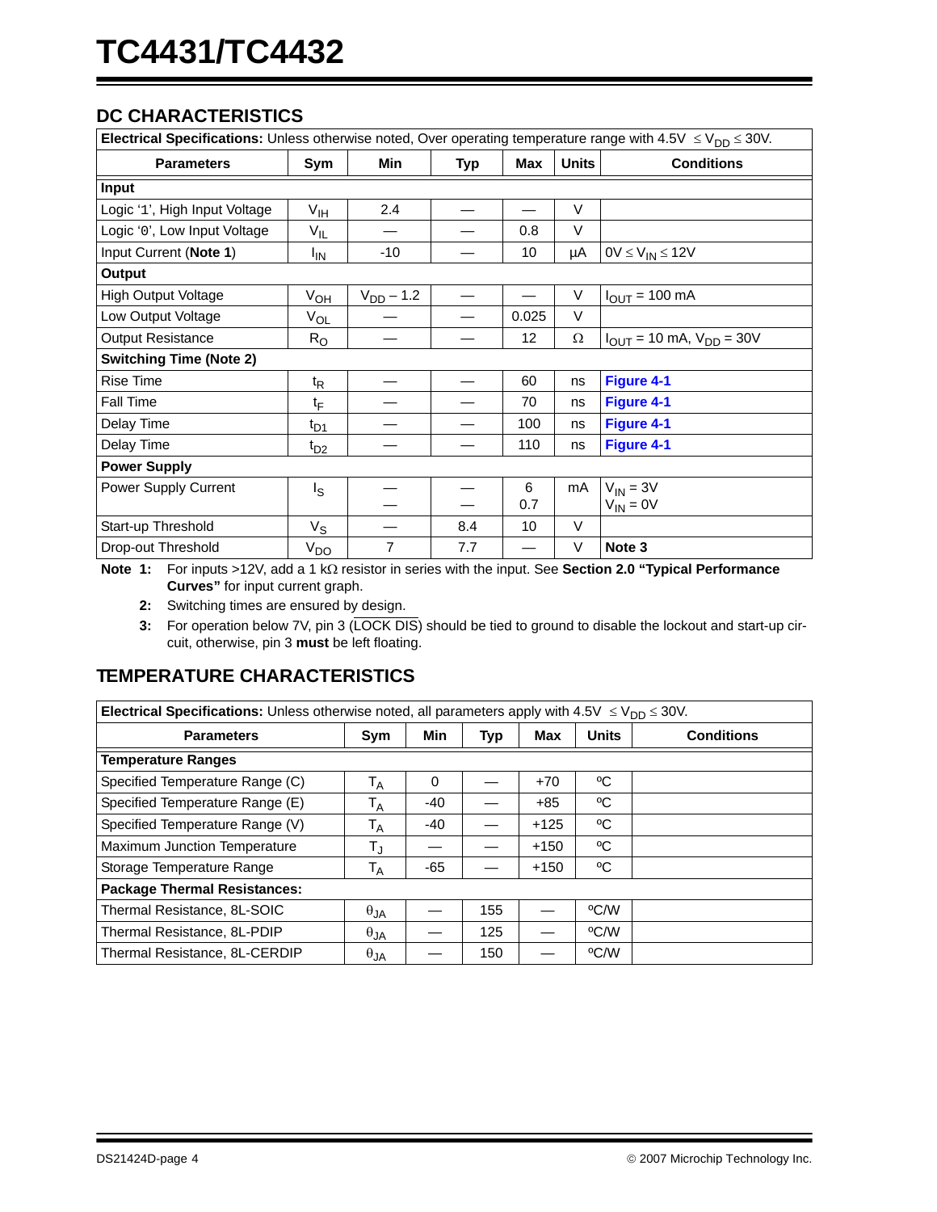## DC CHARACTERISTICS

| **Electrical Specifications:** Unless otherwise noted, Over operating temperature range with 4.5V $\leq V_{DD} \leq$ 30V. | | | | | | |
|---|---|---|---|---|---|---|
| **Parameters** | **Sym** | **Min** | **Typ** | **Max** | **Units** | **Conditions** |
| **Input** | | | | | | |
| Logic '1', High Input Voltage | $V_{IH}$ | 2.4 | — | — | V | |
| Logic '0', Low Input Voltage | $V_{IL}$ | — | — | 0.8 | V | |
| Input Current (**Note 1**) | $I_{IN}$ | -10 | — | 10 | µA | 0V $\leq V_{IN} \leq$ 12V |
| **Output** | | | | | | |
| High Output Voltage | $V_{OH}$ | $V_{DD}$ – 1.2 | — | — | V | $I_{OUT}$ = 100 mA |
| Low Output Voltage | $V_{OL}$ | — | — | 0.025 | V | |
| Output Resistance | $R_O$ | — | — | 12 | Ω | $I_{OUT}$ = 10 mA, $V_{DD}$ = 30V |
| **Switching Time (Note 2)** | | | | | | |
| Rise Time | $t_R$ | — | — | 60 | ns | **Figure 4-1** |
| Fall Time | $t_F$ | — | — | 70 | ns | **Figure 4-1** |
| Delay Time | $t_{D1}$ | — | — | 100 | ns | **Figure 4-1** |
| Delay Time | $t_{D2}$ | — | — | 110 | ns | **Figure 4-1** |
| **Power Supply** | | | | | | |
| Power Supply Current | $I_S$ | —<br>— | —<br>— | 6<br>0.7 | mA | $V_{IN}$ = 3V<br>$V_{IN}$ = 0V |
| Start-up Threshold | $V_S$ | — | 8.4 | 10 | V | |
| Drop-out Threshold | $V_{DO}$ | 7 | 7.7 | — | V | **Note 3** |

**Note 1:** For inputs >12V, add a 1 kΩ resistor in series with the input. See **Section 2.0 "Typical Performance Curves"** for input current graph.

**2:** Switching times are ensured by design.

**3:** For operation below 7V, pin 3 ($\overline{\text{LOCK DIS}}$) should be tied to ground to disable the lockout and start-up circuit, otherwise, pin 3 **must** be left floating.

## TEMPERATURE CHARACTERISTICS

| **Electrical Specifications:** Unless otherwise noted, all parameters apply with 4.5V $\leq V_{DD} \leq$ 30V. | | | | | | |
|---|---|---|---|---|---|---|
| **Parameters** | **Sym** | **Min** | **Typ** | **Max** | **Units** | **Conditions** |
| **Temperature Ranges** | | | | | | |
| Specified Temperature Range (C) | $T_A$ | 0 | — | +70 | ºC | |
| Specified Temperature Range (E) | $T_A$ | -40 | — | +85 | ºC | |
| Specified Temperature Range (V) | $T_A$ | -40 | — | +125 | ºC | |
| Maximum Junction Temperature | $T_J$ | — | — | +150 | ºC | |
| Storage Temperature Range | $T_A$ | -65 | — | +150 | ºC | |
| **Package Thermal Resistances:** | | | | | | |
| Thermal Resistance, 8L-SOIC | $\theta_{JA}$ | — | 155 | — | ºC/W | |
| Thermal Resistance, 8L-PDIP | $\theta_{JA}$ | — | 125 | — | ºC/W | |
| Thermal Resistance, 8L-CERDIP | $\theta_{JA}$ | — | 150 | — | ºC/W | |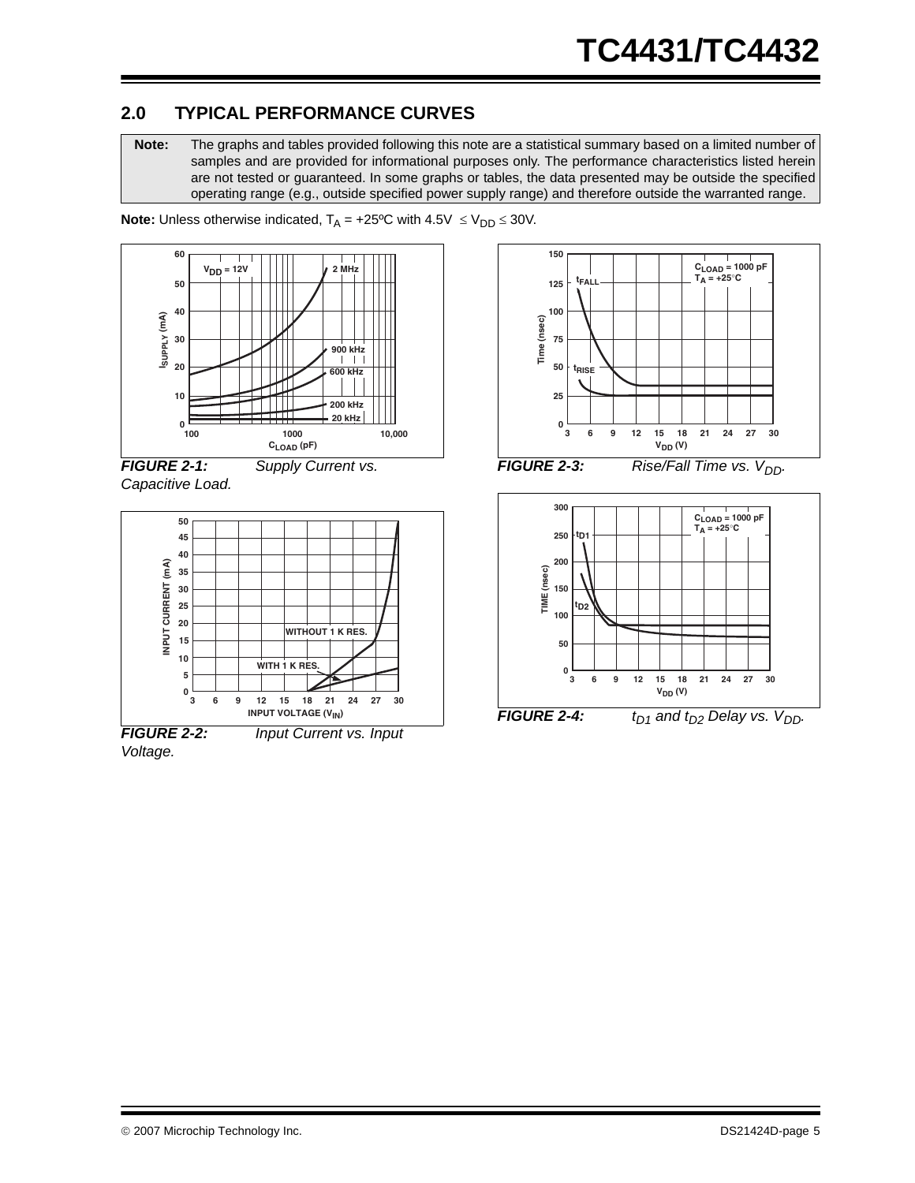## 2.0 TYPICAL PERFORMANCE CURVES

**Note:** The graphs and tables provided following this note are a statistical summary based on a limited number of samples and are provided for informational purposes only. The performance characteristics listed herein are not tested or guaranteed. In some graphs or tables, the data presented may be outside the specified operating range (e.g., outside specified power supply range) and therefore outside the warranted range.

**Note:** Unless otherwise indicated, $T_A$ = +25ºC with 4.5V $\leq V_{DD} \leq$ 30V.

***FIGURE 2-1:*** *Supply Current vs. Capacitive Load.*

***FIGURE 2-2:*** *Input Current vs. Input Voltage.*

***FIGURE 2-3:*** *Rise/Fall Time vs. $V_{DD}$.*

***FIGURE 2-4:*** *$t_{D1}$ and $t_{D2}$ Delay vs. $V_{DD}$.*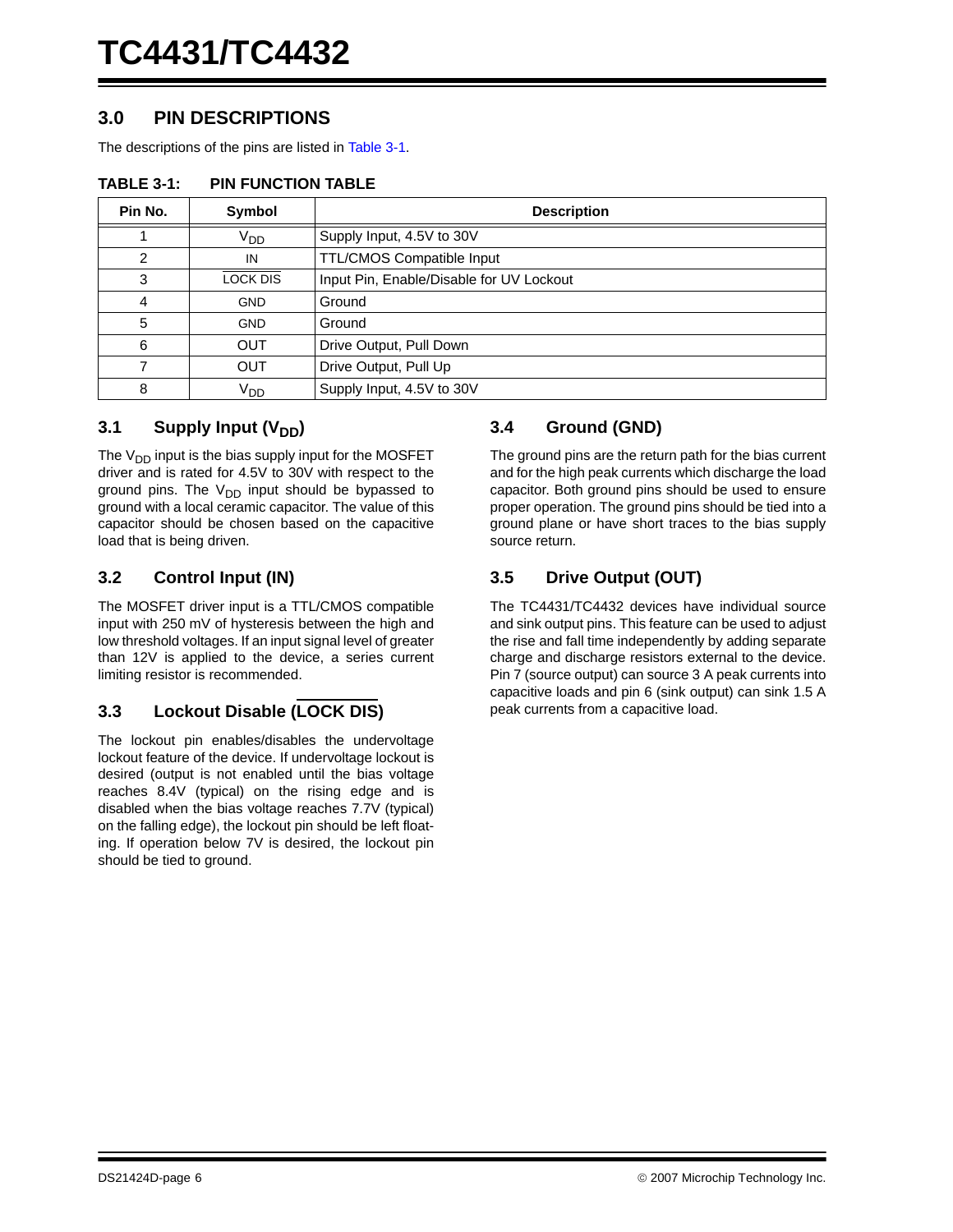## 3.0 PIN DESCRIPTIONS

The descriptions of the pins are listed in Table 3-1.

**TABLE 3-1: PIN FUNCTION TABLE**

| Pin No. | Symbol | Description |
|---|---|---|
| 1 | $V_{DD}$ | Supply Input, 4.5V to 30V |
| 2 | IN | TTL/CMOS Compatible Input |
| 3 | $\overline{\text{LOCK DIS}}$ | Input Pin, Enable/Disable for UV Lockout |
| 4 | GND | Ground |
| 5 | GND | Ground |
| 6 | OUT | Drive Output, Pull Down |
| 7 | OUT | Drive Output, Pull Up |
| 8 | $V_{DD}$ | Supply Input, 4.5V to 30V |

### 3.1 Supply Input ($V_{DD}$)

The $V_{DD}$ input is the bias supply input for the MOSFET driver and is rated for 4.5V to 30V with respect to the ground pins. The $V_{DD}$ input should be bypassed to ground with a local ceramic capacitor. The value of this capacitor should be chosen based on the capacitive load that is being driven.

### 3.2 Control Input (IN)

The MOSFET driver input is a TTL/CMOS compatible input with 250 mV of hysteresis between the high and low threshold voltages. If an input signal level of greater than 12V is applied to the device, a series current limiting resistor is recommended.

### 3.3 Lockout Disable ($\overline{\text{LOCK DIS}}$)

The lockout pin enables/disables the undervoltage lockout feature of the device. If undervoltage lockout is desired (output is not enabled until the bias voltage reaches 8.4V (typical) on the rising edge and is disabled when the bias voltage reaches 7.7V (typical) on the falling edge), the lockout pin should be left floating. If operation below 7V is desired, the lockout pin should be tied to ground.

### 3.4 Ground (GND)

The ground pins are the return path for the bias current and for the high peak currents which discharge the load capacitor. Both ground pins should be used to ensure proper operation. The ground pins should be tied into a ground plane or have short traces to the bias supply source return.

### 3.5 Drive Output (OUT)

The TC4431/TC4432 devices have individual source and sink output pins. This feature can be used to adjust the rise and fall time independently by adding separate charge and discharge resistors external to the device. Pin 7 (source output) can source 3 A peak currents into capacitive loads and pin 6 (sink output) can sink 1.5 A peak currents from a capacitive load.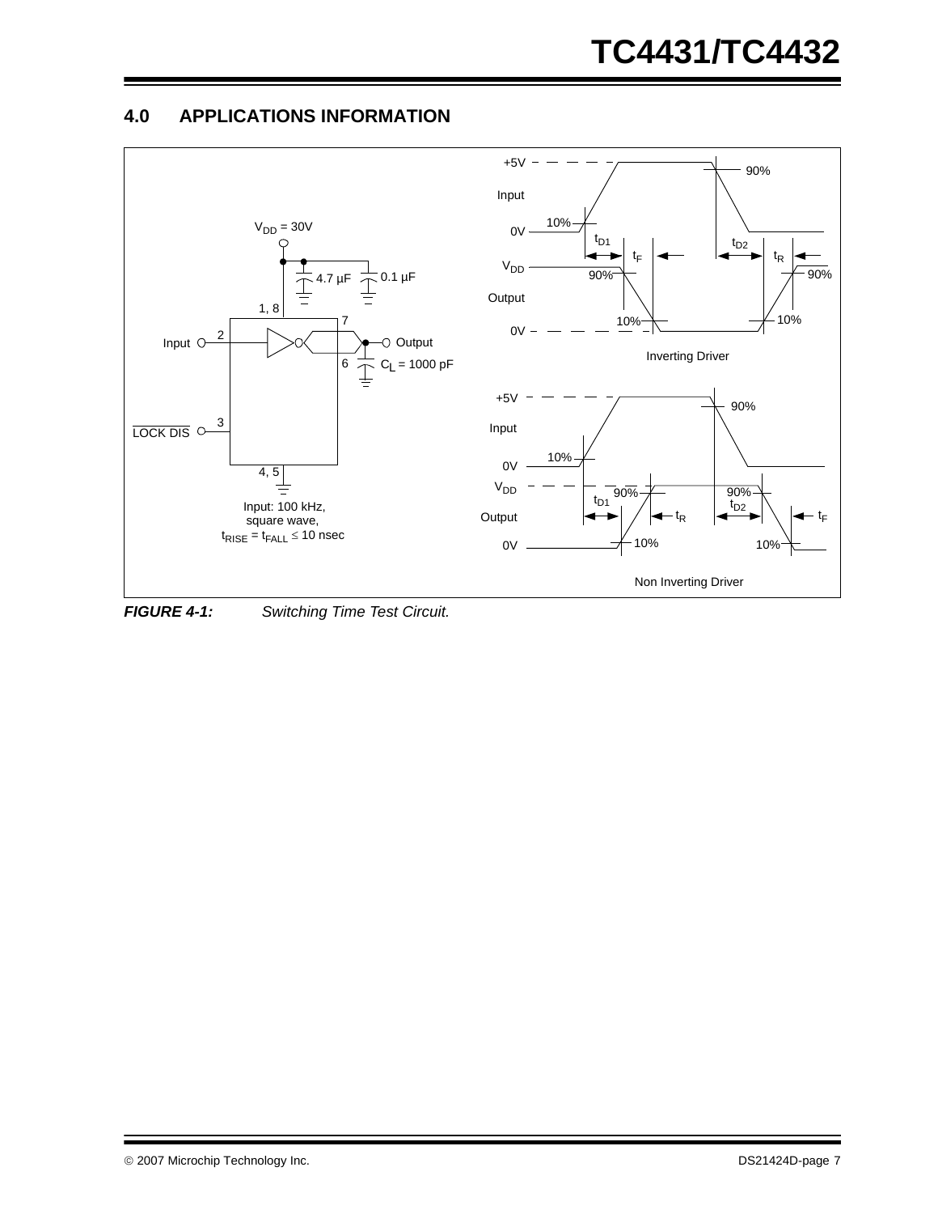## 4.0 APPLICATIONS INFORMATION

$V_{DD}$ = 30V

4.7 µF

0.1 µF

1, 8

7

2

Input

Output

6

$C_L$ = 1000 pF

3

LOCK DIS

4, 5

Input: 100 kHz,
square wave,
$t_{RISE} = t_{FALL} \leq 10$ nsec

+5V

Input

0V

10%

90%

$t_{D1}$

$t_F$

$t_{D2}$

$t_R$

$V_{DD}$

Output

0V

90%

10%

Inverting Driver

+5V

Input

0V

10%

90%

$V_{DD}$

Output

0V

$t_{D1}$

$t_R$

$t_{D2}$

$t_F$

10%

Non Inverting Driver

***FIGURE 4-1:*** *Switching Time Test Circuit.*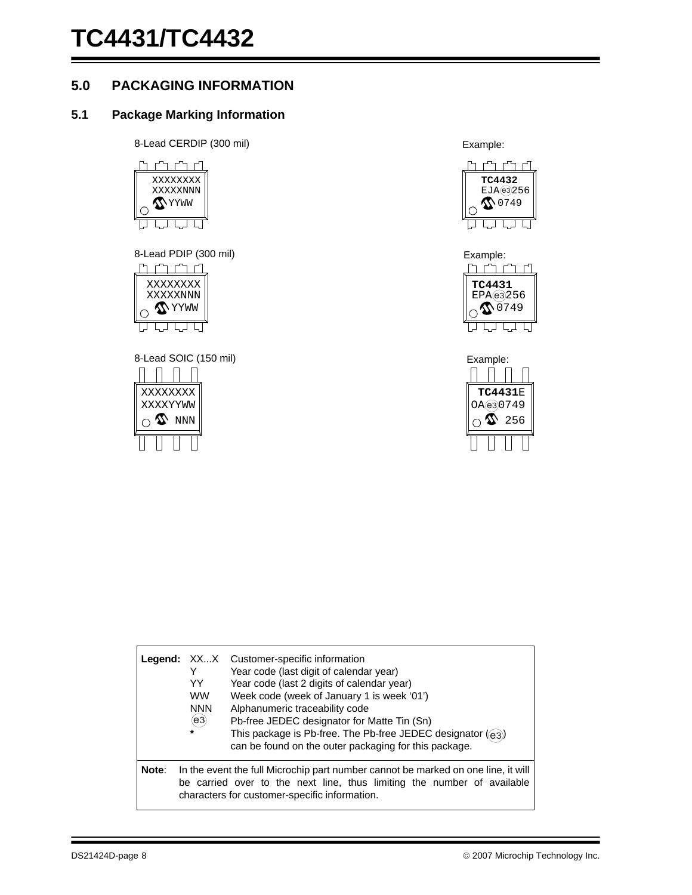## 5.0 PACKAGING INFORMATION

### 5.1 Package Marking Information

8-Lead CERDIP (300 mil)

```
XXXXXXXX
XXXXXNNN
   YYWW
```

Example:

```
TC4432
EJA(e3)256
   0749
```

8-Lead PDIP (300 mil)

```
XXXXXXXX
XXXXXNNN
   YYWW
```

Example:

```
TC4431
EPA(e3)256
   0749
```

8-Lead SOIC (150 mil)

```
XXXXXXXX
XXXXYYWW
     NNN
```

Example:

```
 TC4431E
OA(e3)0749
     256
```

| **Legend:** | XX...X | Customer-specific information |
|---|---|---|
| | Y | Year code (last digit of calendar year) |
| | YY | Year code (last 2 digits of calendar year) |
| | WW | Week code (week of January 1 is week '01') |
| | NNN | Alphanumeric traceability code |
| | (e3) | Pb-free JEDEC designator for Matte Tin (Sn) |
| | * | This package is Pb-free. The Pb-free JEDEC designator ((e3)) can be found on the outer packaging for this package. |

**Note**: In the event the full Microchip part number cannot be marked on one line, it will be carried over to the next line, thus limiting the number of available characters for customer-specific information.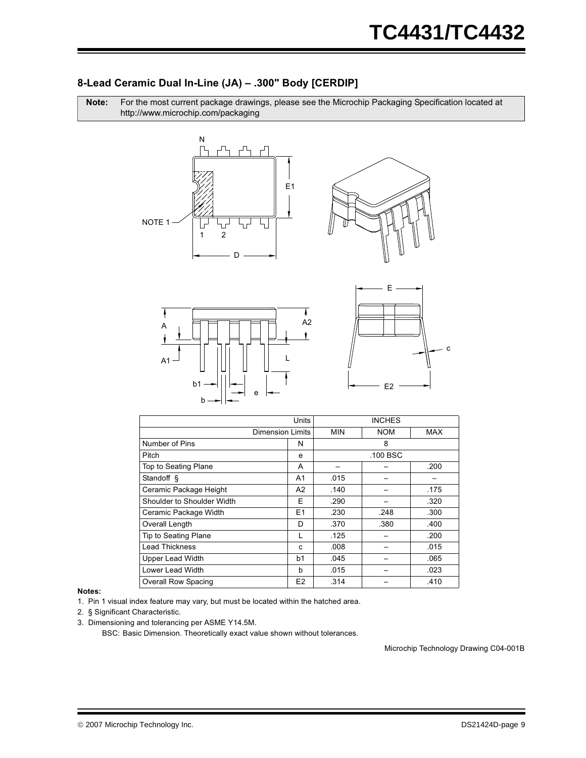## 8-Lead Ceramic Dual In-Line (JA) – .300" Body [CERDIP]

**Note:** For the most current package drawings, please see the Microchip Packaging Specification located at http://www.microchip.com/packaging

| Units | | INCHES | | |
|---|---|---|---|---|
| Dimension Limits | | MIN | NOM | MAX |
| Number of Pins | N | | 8 | |
| Pitch | e | | .100 BSC | |
| Top to Seating Plane | A | – | – | .200 |
| Standoff § | A1 | .015 | – | – |
| Ceramic Package Height | A2 | .140 | – | .175 |
| Shoulder to Shoulder Width | E | .290 | – | .320 |
| Ceramic Package Width | E1 | .230 | .248 | .300 |
| Overall Length | D | .370 | .380 | .400 |
| Tip to Seating Plane | L | .125 | – | .200 |
| Lead Thickness | c | .008 | – | .015 |
| Upper Lead Width | b1 | .045 | – | .065 |
| Lower Lead Width | b | .015 | – | .023 |
| Overall Row Spacing | E2 | .314 | – | .410 |

**Notes:**

1. Pin 1 visual index feature may vary, but must be located within the hatched area.
2. § Significant Characteristic.
3. Dimensioning and tolerancing per ASME Y14.5M.
   BSC: Basic Dimension. Theoretically exact value shown without tolerances.

Microchip Technology Drawing C04-001B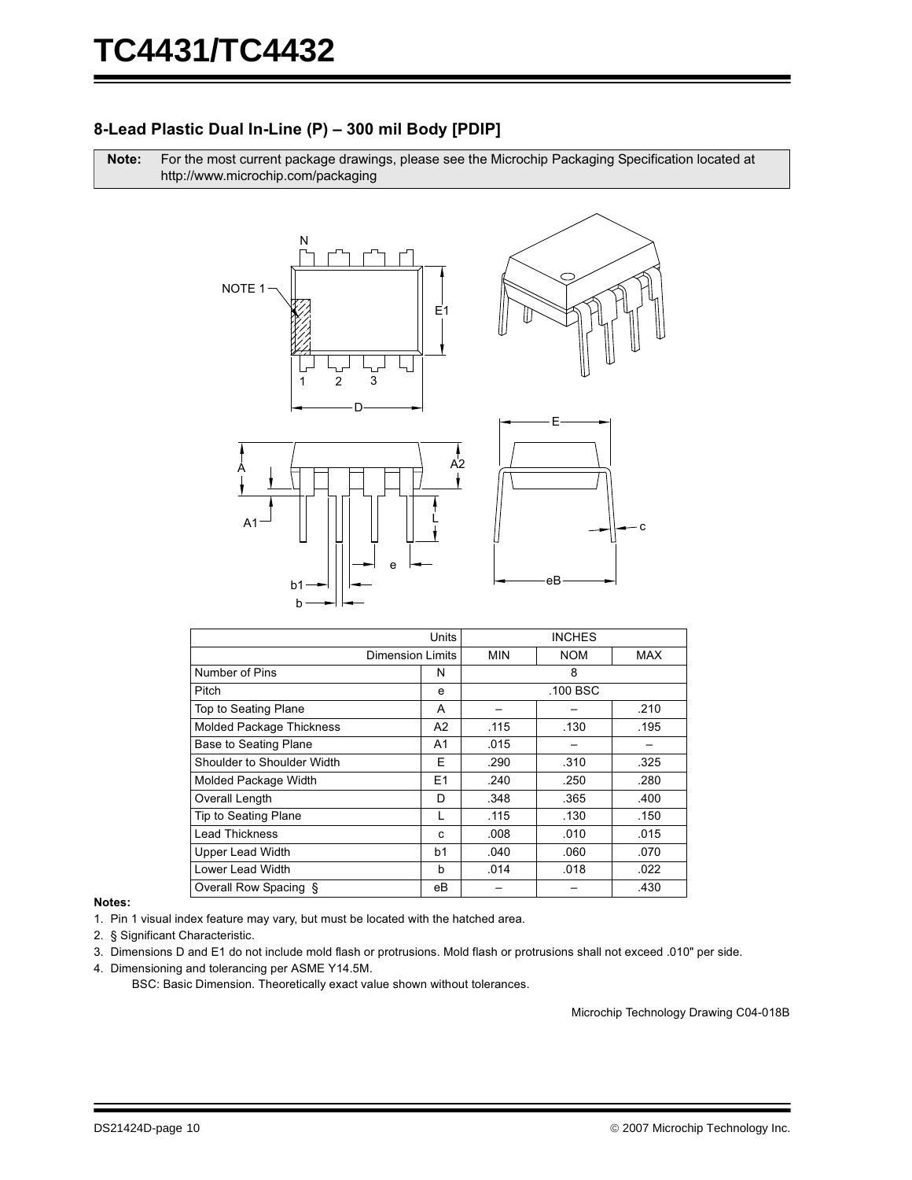## 8-Lead Plastic Dual In-Line (P) – 300 mil Body [PDIP]

**Note:** For the most current package drawings, please see the Microchip Packaging Specification located at http://www.microchip.com/packaging

| Units | | INCHES | | |
|---|---|---|---|---|
| Dimension Limits | | MIN | NOM | MAX |
| Number of Pins | N | | 8 | |
| Pitch | e | | .100 BSC | |
| Top to Seating Plane | A | – | – | .210 |
| Molded Package Thickness | A2 | .115 | .130 | .195 |
| Base to Seating Plane | A1 | .015 | – | – |
| Shoulder to Shoulder Width | E | .290 | .310 | .325 |
| Molded Package Width | E1 | .240 | .250 | .280 |
| Overall Length | D | .348 | .365 | .400 |
| Tip to Seating Plane | L | .115 | .130 | .150 |
| Lead Thickness | c | .008 | .010 | .015 |
| Upper Lead Width | b1 | .040 | .060 | .070 |
| Lower Lead Width | b | .014 | .018 | .022 |
| Overall Row Spacing § | eB | – | – | .430 |

**Notes:**

1. Pin 1 visual index feature may vary, but must be located with the hatched area.
2. § Significant Characteristic.
3. Dimensions D and E1 do not include mold flash or protrusions. Mold flash or protrusions shall not exceed .010" per side.
4. Dimensioning and tolerancing per ASME Y14.5M.

   BSC: Basic Dimension. Theoretically exact value shown without tolerances.

Microchip Technology Drawing C04-018B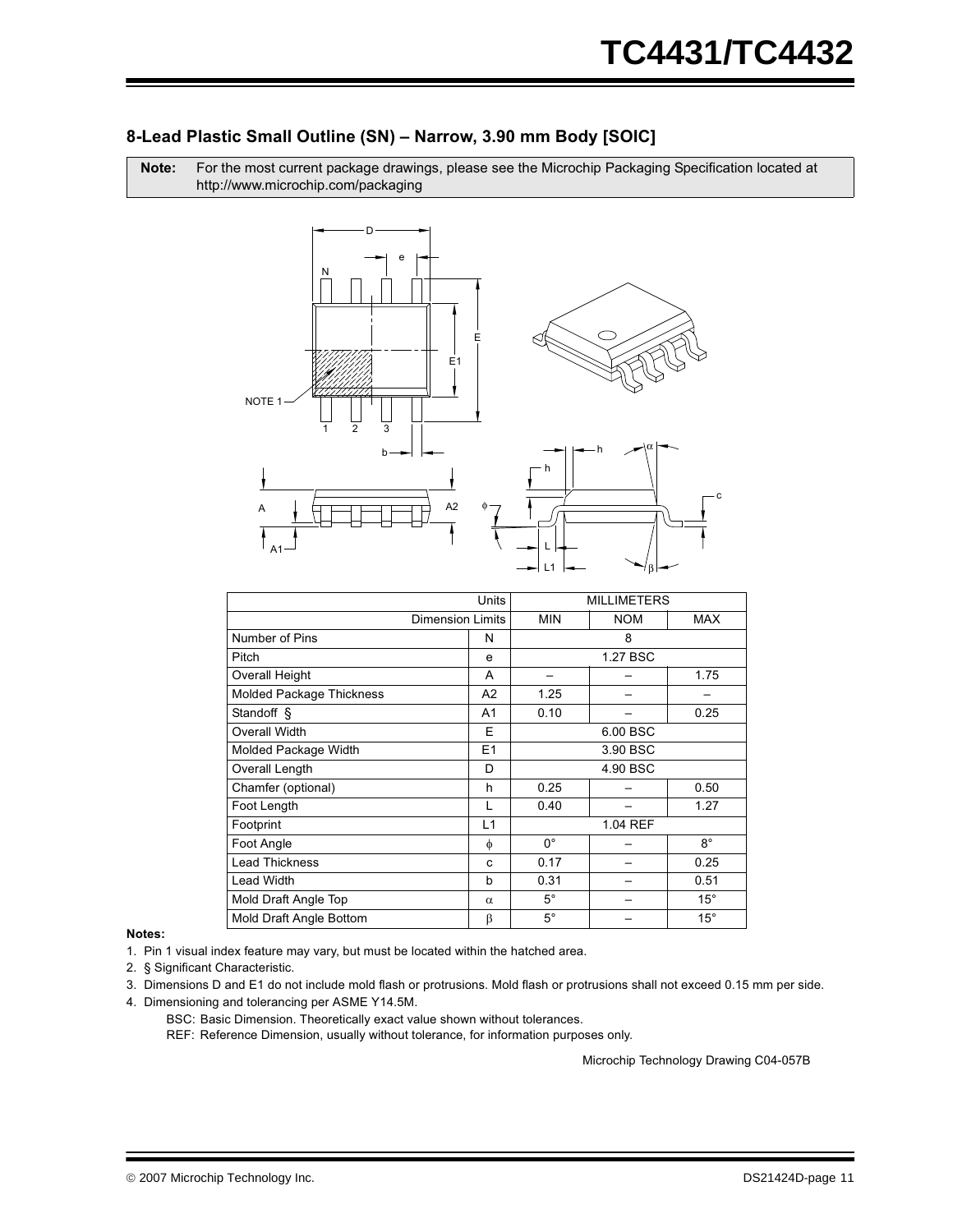## 8-Lead Plastic Small Outline (SN) – Narrow, 3.90 mm Body [SOIC]

**Note:** For the most current package drawings, please see the Microchip Packaging Specification located at http://www.microchip.com/packaging

| Units | | MILLIMETERS | | |
|---|---|---|---|---|
| Dimension Limits | | MIN | NOM | MAX |
| Number of Pins | N | 8 | | |
| Pitch | e | 1.27 BSC | | |
| Overall Height | A | – | – | 1.75 |
| Molded Package Thickness | A2 | 1.25 | – | – |
| Standoff § | A1 | 0.10 | – | 0.25 |
| Overall Width | E | 6.00 BSC | | |
| Molded Package Width | E1 | 3.90 BSC | | |
| Overall Length | D | 4.90 BSC | | |
| Chamfer (optional) | h | 0.25 | – | 0.50 |
| Foot Length | L | 0.40 | – | 1.27 |
| Footprint | L1 | 1.04 REF | | |
| Foot Angle | $\phi$ | 0° | – | 8° |
| Lead Thickness | c | 0.17 | – | 0.25 |
| Lead Width | b | 0.31 | – | 0.51 |
| Mold Draft Angle Top | $\alpha$ | 5° | – | 15° |
| Mold Draft Angle Bottom | $\beta$ | 5° | – | 15° |

**Notes:**

1. Pin 1 visual index feature may vary, but must be located within the hatched area.
2. § Significant Characteristic.
3. Dimensions D and E1 do not include mold flash or protrusions. Mold flash or protrusions shall not exceed 0.15 mm per side.
4. Dimensioning and tolerancing per ASME Y14.5M.

   BSC: Basic Dimension. Theoretically exact value shown without tolerances.

   REF: Reference Dimension, usually without tolerance, for information purposes only.

Microchip Technology Drawing C04-057B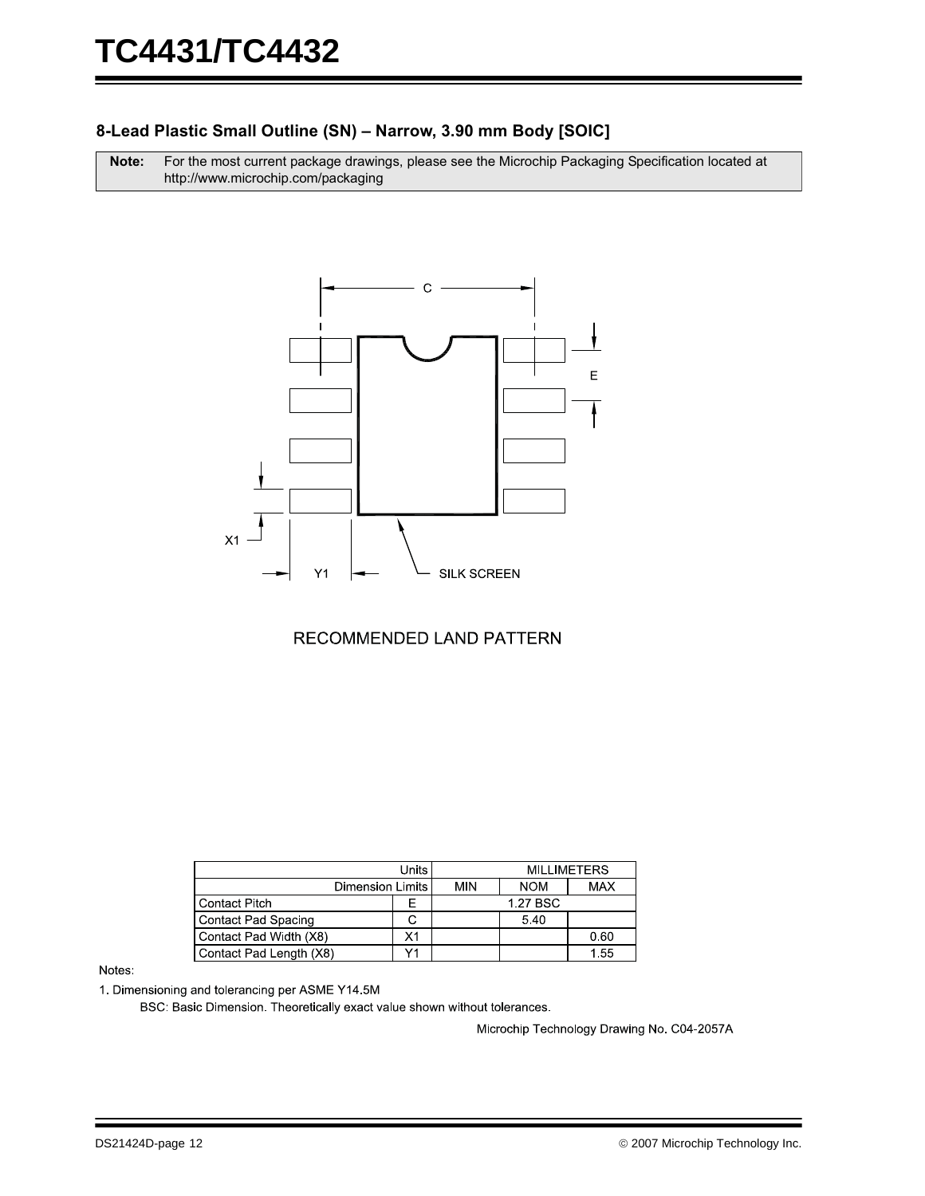## 8-Lead Plastic Small Outline (SN) – Narrow, 3.90 mm Body [SOIC]

| **Note:** | For the most current package drawings, please see the Microchip Packaging Specification located at http://www.microchip.com/packaging |
|---|---|

C

E

X1

Y1

SILK SCREEN

RECOMMENDED LAND PATTERN

| Units | | MILLIMETERS | | |
|---|---|---|---|---|
| Dimension Limits | | MIN | NOM | MAX |
| Contact Pitch | E | | 1.27 BSC | |
| Contact Pad Spacing | C | | 5.40 | |
| Contact Pad Width (X8) | X1 | | | 0.60 |
| Contact Pad Length (X8) | Y1 | | | 1.55 |

Notes:

1. Dimensioning and tolerancing per ASME Y14.5M

BSC: Basic Dimension. Theoretically exact value shown without tolerances.

Microchip Technology Drawing No. C04-2057A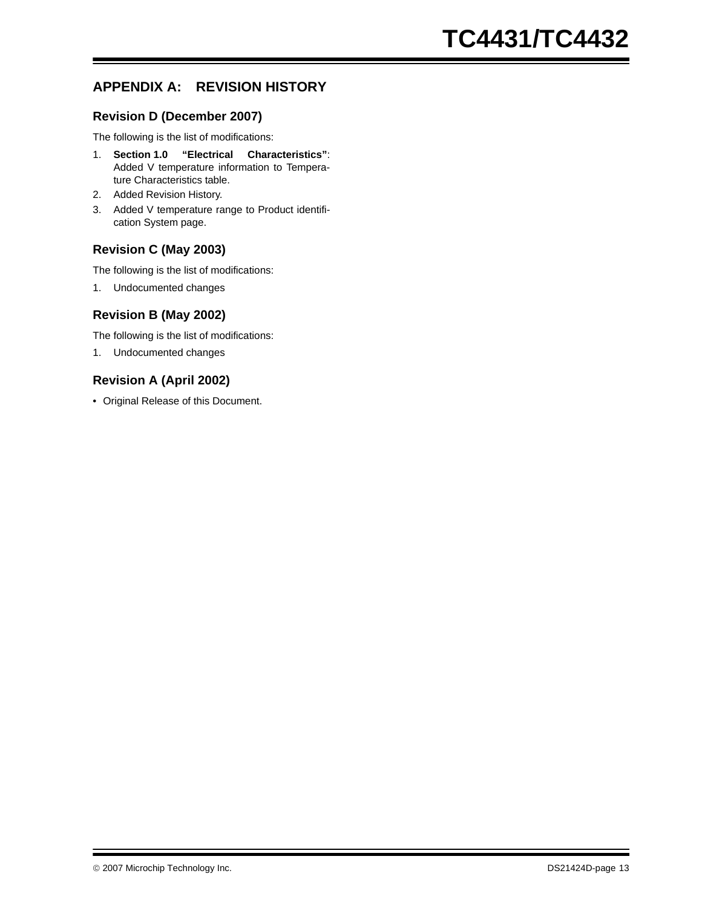## APPENDIX A: REVISION HISTORY

### Revision D (December 2007)

The following is the list of modifications:

1. **Section 1.0 "Electrical Characteristics"**: Added V temperature information to Temperature Characteristics table.
2. Added Revision History.
3. Added V temperature range to Product identification System page.

### Revision C (May 2003)

The following is the list of modifications:

1. Undocumented changes

### Revision B (May 2002)

The following is the list of modifications:

1. Undocumented changes

### Revision A (April 2002)

- Original Release of this Document.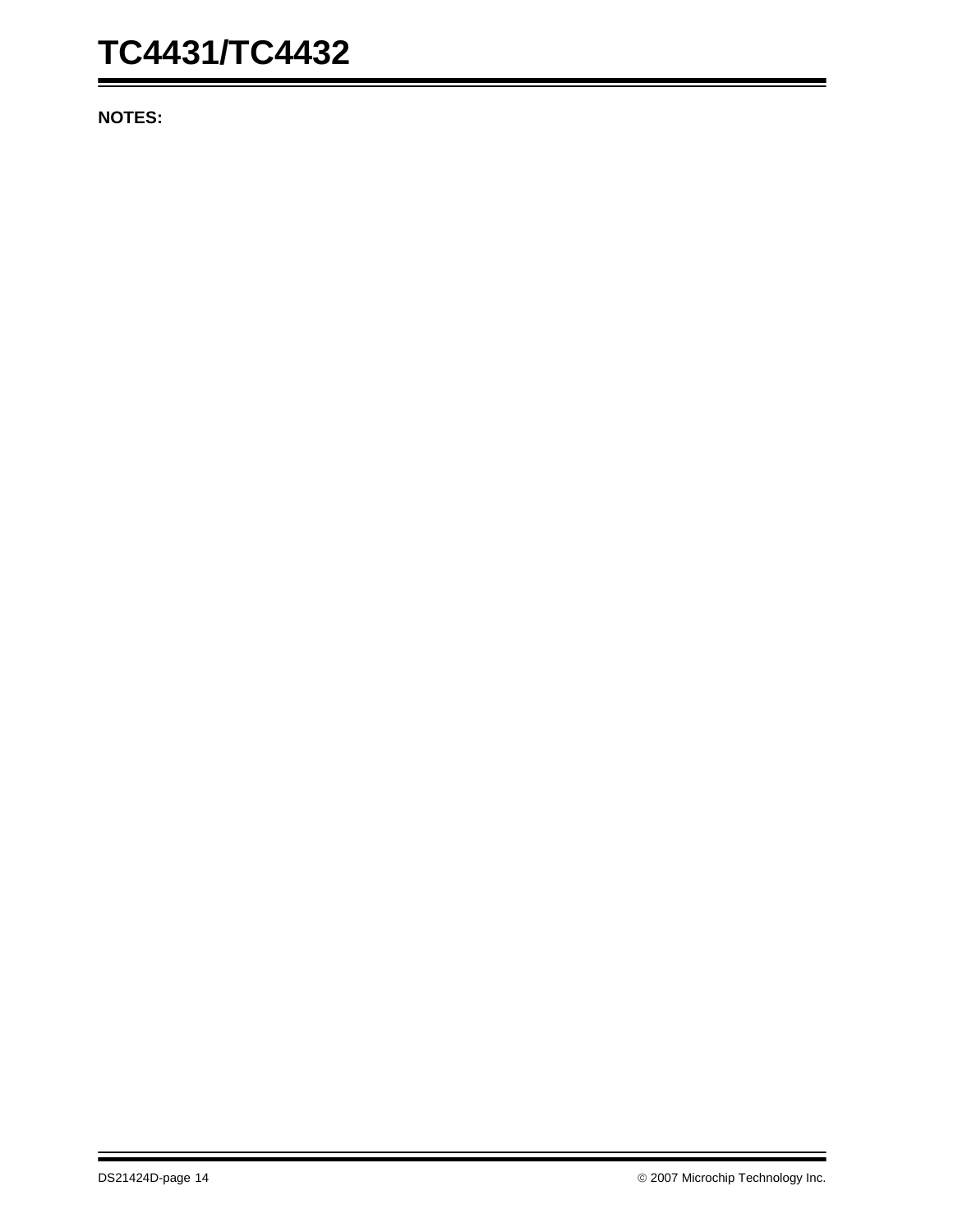**NOTES:**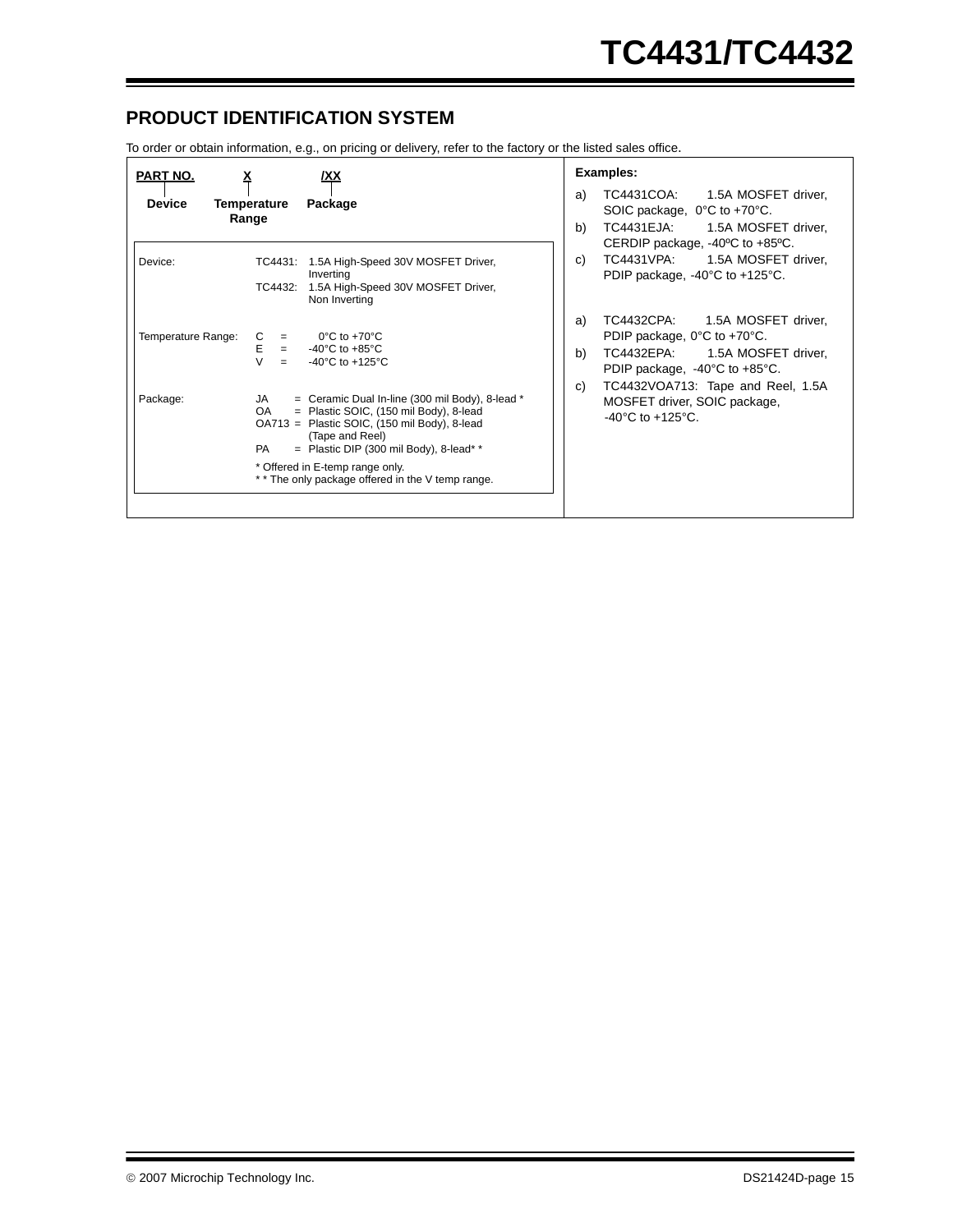## PRODUCT IDENTIFICATION SYSTEM

To order or obtain information, e.g., on pricing or delivery, refer to the factory or the listed sales office.

| PART NO. | X | /XX |
|---|---|---|
| Device | Temperature Range | Package |

| | | |
|---|---|---|
| Device: | TC4431: | 1.5A High-Speed 30V MOSFET Driver, Inverting |
| | TC4432: | 1.5A High-Speed 30V MOSFET Driver, Non Inverting |
| Temperature Range: | C = | 0°C to +70°C |
| | E = | -40°C to +85°C |
| | V = | -40°C to +125°C |
| Package: | JA = | Ceramic Dual In-line (300 mil Body), 8-lead * |
| | OA = | Plastic SOIC, (150 mil Body), 8-lead |
| | OA713 = | Plastic SOIC, (150 mil Body), 8-lead (Tape and Reel) |
| | PA = | Plastic DIP (300 mil Body), 8-lead* * |

* Offered in E-temp range only.
* * The only package offered in the V temp range.

**Examples:**

a) TC4431COA: 1.5A MOSFET driver, SOIC package, 0°C to +70°C.
b) TC4431EJA: 1.5A MOSFET driver, CERDIP package, -40ºC to +85ºC.
c) TC4431VPA: 1.5A MOSFET driver, PDIP package, -40°C to +125°C.

a) TC4432CPA: 1.5A MOSFET driver, PDIP package, 0°C to +70°C.
b) TC4432EPA: 1.5A MOSFET driver, PDIP package, -40°C to +85°C.
c) TC4432VOA713: Tape and Reel, 1.5A MOSFET driver, SOIC package, -40°C to +125°C.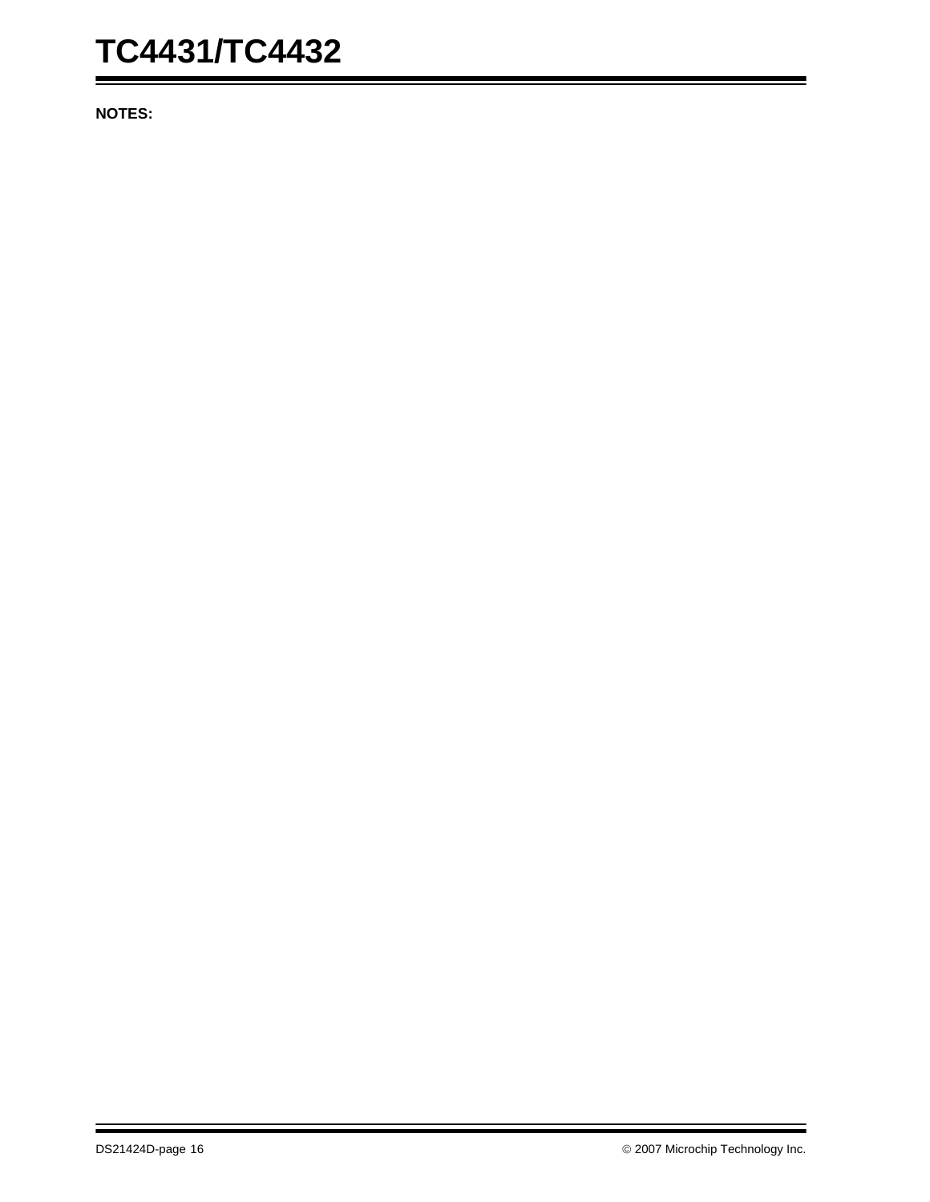**NOTES:**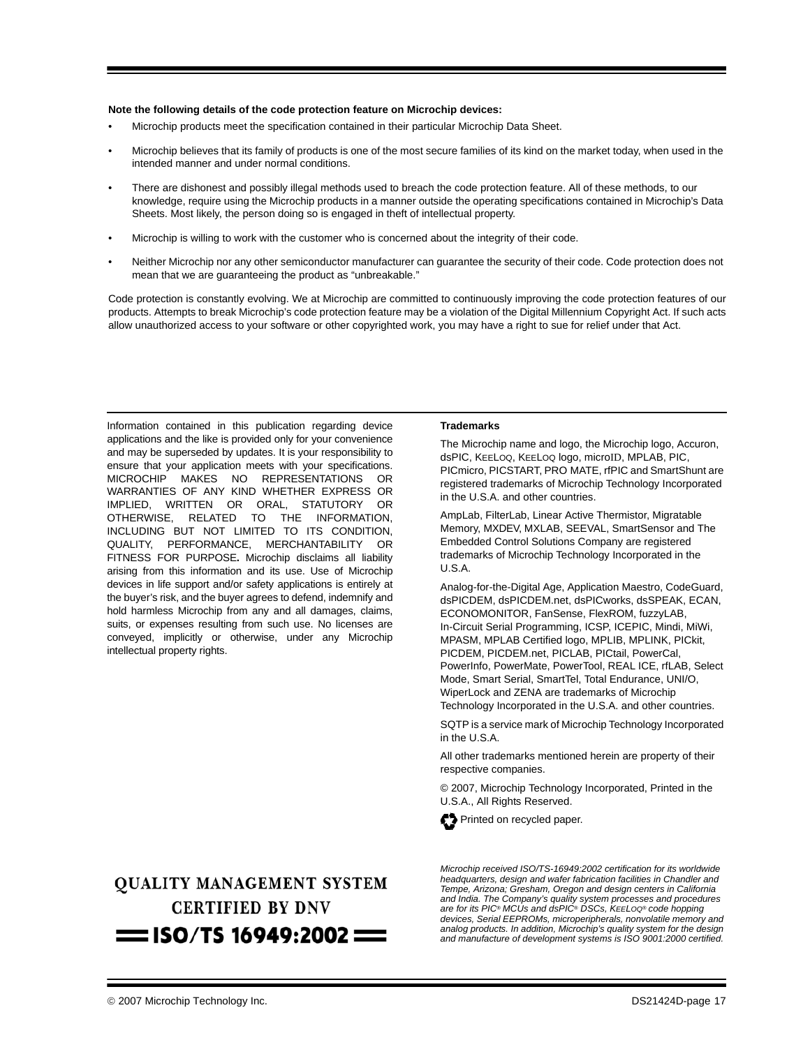**Note the following details of the code protection feature on Microchip devices:**

- Microchip products meet the specification contained in their particular Microchip Data Sheet.
- Microchip believes that its family of products is one of the most secure families of its kind on the market today, when used in the intended manner and under normal conditions.
- There are dishonest and possibly illegal methods used to breach the code protection feature. All of these methods, to our knowledge, require using the Microchip products in a manner outside the operating specifications contained in Microchip's Data Sheets. Most likely, the person doing so is engaged in theft of intellectual property.
- Microchip is willing to work with the customer who is concerned about the integrity of their code.
- Neither Microchip nor any other semiconductor manufacturer can guarantee the security of their code. Code protection does not mean that we are guaranteeing the product as "unbreakable."

Code protection is constantly evolving. We at Microchip are committed to continuously improving the code protection features of our products. Attempts to break Microchip's code protection feature may be a violation of the Digital Millennium Copyright Act. If such acts allow unauthorized access to your software or other copyrighted work, you may have a right to sue for relief under that Act.

Information contained in this publication regarding device applications and the like is provided only for your convenience and may be superseded by updates. It is your responsibility to ensure that your application meets with your specifications. MICROCHIP MAKES NO REPRESENTATIONS OR WARRANTIES OF ANY KIND WHETHER EXPRESS OR IMPLIED, WRITTEN OR ORAL, STATUTORY OR OTHERWISE, RELATED TO THE INFORMATION, INCLUDING BUT NOT LIMITED TO ITS CONDITION, QUALITY, PERFORMANCE, MERCHANTABILITY OR FITNESS FOR PURPOSE**.** Microchip disclaims all liability arising from this information and its use. Use of Microchip devices in life support and/or safety applications is entirely at the buyer's risk, and the buyer agrees to defend, indemnify and hold harmless Microchip from any and all damages, claims, suits, or expenses resulting from such use. No licenses are conveyed, implicitly or otherwise, under any Microchip intellectual property rights.

**Trademarks**

The Microchip name and logo, the Microchip logo, Accuron, dsPIC, KEELOQ, KEELOQ logo, microID, MPLAB, PIC, PICmicro, PICSTART, PRO MATE, rfPIC and SmartShunt are registered trademarks of Microchip Technology Incorporated in the U.S.A. and other countries.

AmpLab, FilterLab, Linear Active Thermistor, Migratable Memory, MXDEV, MXLAB, SEEVAL, SmartSensor and The Embedded Control Solutions Company are registered trademarks of Microchip Technology Incorporated in the U.S.A.

Analog-for-the-Digital Age, Application Maestro, CodeGuard, dsPICDEM, dsPICDEM.net, dsPICworks, dsSPEAK, ECAN, ECONOMONITOR, FanSense, FlexROM, fuzzyLAB, In-Circuit Serial Programming, ICSP, ICEPIC, Mindi, MiWi, MPASM, MPLAB Certified logo, MPLIB, MPLINK, PICkit, PICDEM, PICDEM.net, PICLAB, PICtail, PowerCal, PowerInfo, PowerMate, PowerTool, REAL ICE, rfLAB, Select Mode, Smart Serial, SmartTel, Total Endurance, UNI/O, WiperLock and ZENA are trademarks of Microchip Technology Incorporated in the U.S.A. and other countries.

SQTP is a service mark of Microchip Technology Incorporated in the U.S.A.

All other trademarks mentioned herein are property of their respective companies.

© 2007, Microchip Technology Incorporated, Printed in the U.S.A., All Rights Reserved.

Printed on recycled paper.

**QUALITY MANAGEMENT SYSTEM**
**CERTIFIED BY DNV**
**ISO/TS 16949:2002**

*Microchip received ISO/TS-16949:2002 certification for its worldwide headquarters, design and wafer fabrication facilities in Chandler and Tempe, Arizona; Gresham, Oregon and design centers in California and India. The Company's quality system processes and procedures are for its PIC® MCUs and dsPIC® DSCs, KEELOQ® code hopping devices, Serial EEPROMs, microperipherals, nonvolatile memory and analog products. In addition, Microchip's quality system for the design and manufacture of development systems is ISO 9001:2000 certified.*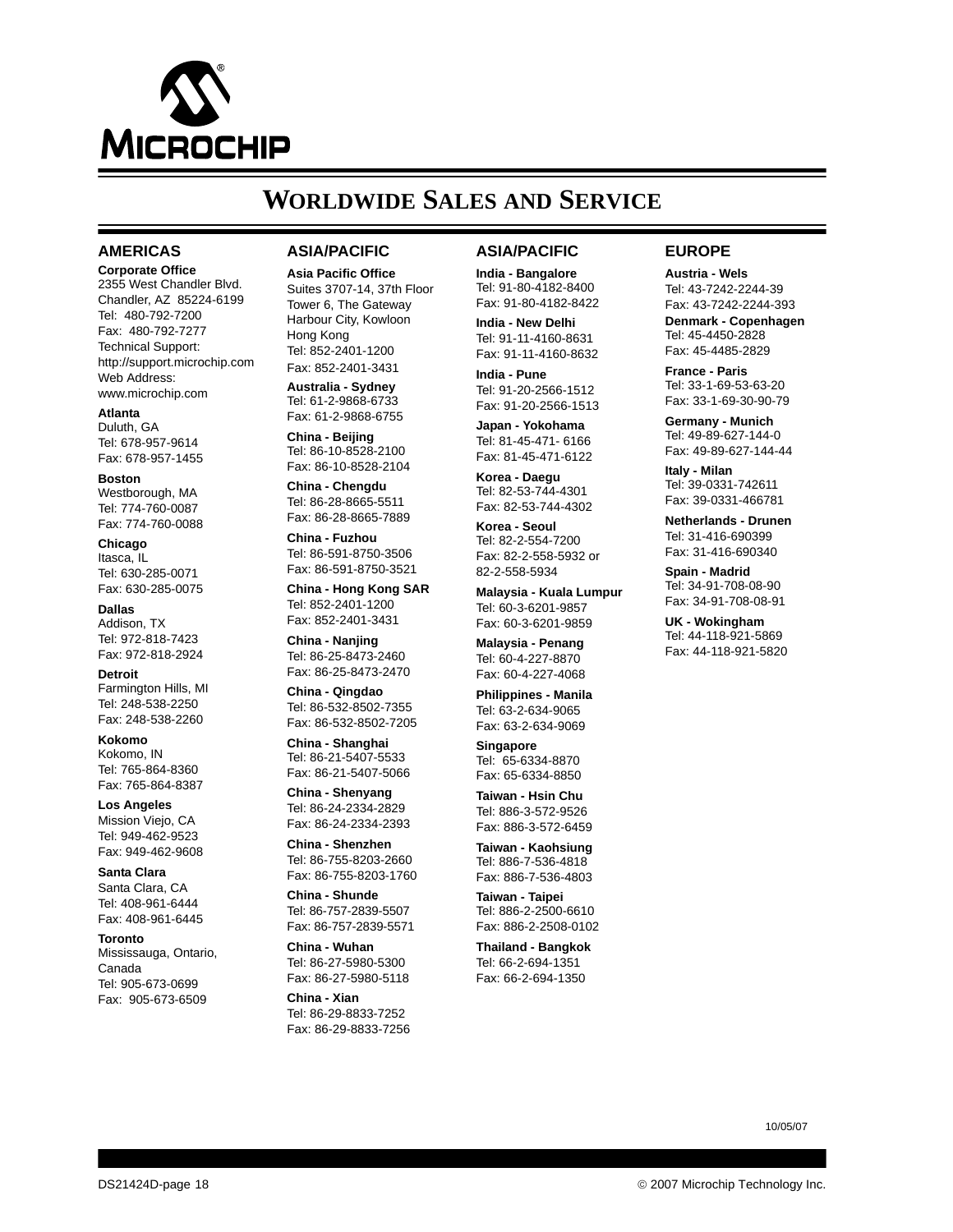MICROCHIP

# WORLDWIDE SALES AND SERVICE

## AMERICAS

**Corporate Office**
2355 West Chandler Blvd.
Chandler, AZ 85224-6199
Tel: 480-792-7200
Fax: 480-792-7277
Technical Support:
http://support.microchip.com
Web Address:
www.microchip.com

**Atlanta**
Duluth, GA
Tel: 678-957-9614
Fax: 678-957-1455

**Boston**
Westborough, MA
Tel: 774-760-0087
Fax: 774-760-0088

**Chicago**
Itasca, IL
Tel: 630-285-0071
Fax: 630-285-0075

**Dallas**
Addison, TX
Tel: 972-818-7423
Fax: 972-818-2924

**Detroit**
Farmington Hills, MI
Tel: 248-538-2250
Fax: 248-538-2260

**Kokomo**
Kokomo, IN
Tel: 765-864-8360
Fax: 765-864-8387

**Los Angeles**
Mission Viejo, CA
Tel: 949-462-9523
Fax: 949-462-9608

**Santa Clara**
Santa Clara, CA
Tel: 408-961-6444
Fax: 408-961-6445

**Toronto**
Mississauga, Ontario,
Canada
Tel: 905-673-0699
Fax: 905-673-6509

## ASIA/PACIFIC

**Asia Pacific Office**
Suites 3707-14, 37th Floor
Tower 6, The Gateway
Harbour City, Kowloon
Hong Kong
Tel: 852-2401-1200
Fax: 852-2401-3431

**Australia - Sydney**
Tel: 61-2-9868-6733
Fax: 61-2-9868-6755

**China - Beijing**
Tel: 86-10-8528-2100
Fax: 86-10-8528-2104

**China - Chengdu**
Tel: 86-28-8665-5511
Fax: 86-28-8665-7889

**China - Fuzhou**
Tel: 86-591-8750-3506
Fax: 86-591-8750-3521

**China - Hong Kong SAR**
Tel: 852-2401-1200
Fax: 852-2401-3431

**China - Nanjing**
Tel: 86-25-8473-2460
Fax: 86-25-8473-2470

**China - Qingdao**
Tel: 86-532-8502-7355
Fax: 86-532-8502-7205

**China - Shanghai**
Tel: 86-21-5407-5533
Fax: 86-21-5407-5066

**China - Shenyang**
Tel: 86-24-2334-2829
Fax: 86-24-2334-2393

**China - Shenzhen**
Tel: 86-755-8203-2660
Fax: 86-755-8203-1760

**China - Shunde**
Tel: 86-757-2839-5507
Fax: 86-757-2839-5571

**China - Wuhan**
Tel: 86-27-5980-5300
Fax: 86-27-5980-5118

**China - Xian**
Tel: 86-29-8833-7252
Fax: 86-29-8833-7256

## ASIA/PACIFIC

**India - Bangalore**
Tel: 91-80-4182-8400
Fax: 91-80-4182-8422

**India - New Delhi**
Tel: 91-11-4160-8631
Fax: 91-11-4160-8632

**India - Pune**
Tel: 91-20-2566-1512
Fax: 91-20-2566-1513

**Japan - Yokohama**
Tel: 81-45-471- 6166
Fax: 81-45-471-6122

**Korea - Daegu**
Tel: 82-53-744-4301
Fax: 82-53-744-4302

**Korea - Seoul**
Tel: 82-2-554-7200
Fax: 82-2-558-5932 or
82-2-558-5934

**Malaysia - Kuala Lumpur**
Tel: 60-3-6201-9857
Fax: 60-3-6201-9859

**Malaysia - Penang**
Tel: 60-4-227-8870
Fax: 60-4-227-4068

**Philippines - Manila**
Tel: 63-2-634-9065
Fax: 63-2-634-9069

**Singapore**
Tel: 65-6334-8870
Fax: 65-6334-8850

**Taiwan - Hsin Chu**
Tel: 886-3-572-9526
Fax: 886-3-572-6459

**Taiwan - Kaohsiung**
Tel: 886-7-536-4818
Fax: 886-7-536-4803

**Taiwan - Taipei**
Tel: 886-2-2500-6610
Fax: 886-2-2508-0102

**Thailand - Bangkok**
Tel: 66-2-694-1351
Fax: 66-2-694-1350

## EUROPE

**Austria - Wels**
Tel: 43-7242-2244-39
Fax: 43-7242-2244-393

**Denmark - Copenhagen**
Tel: 45-4450-2828
Fax: 45-4485-2829

**France - Paris**
Tel: 33-1-69-53-63-20
Fax: 33-1-69-30-90-79

**Germany - Munich**
Tel: 49-89-627-144-0
Fax: 49-89-627-144-44

**Italy - Milan**
Tel: 39-0331-742611
Fax: 39-0331-466781

**Netherlands - Drunen**
Tel: 31-416-690399
Fax: 31-416-690340

**Spain - Madrid**
Tel: 34-91-708-08-90
Fax: 34-91-708-08-91

**UK - Wokingham**
Tel: 44-118-921-5869
Fax: 44-118-921-5820

10/05/07